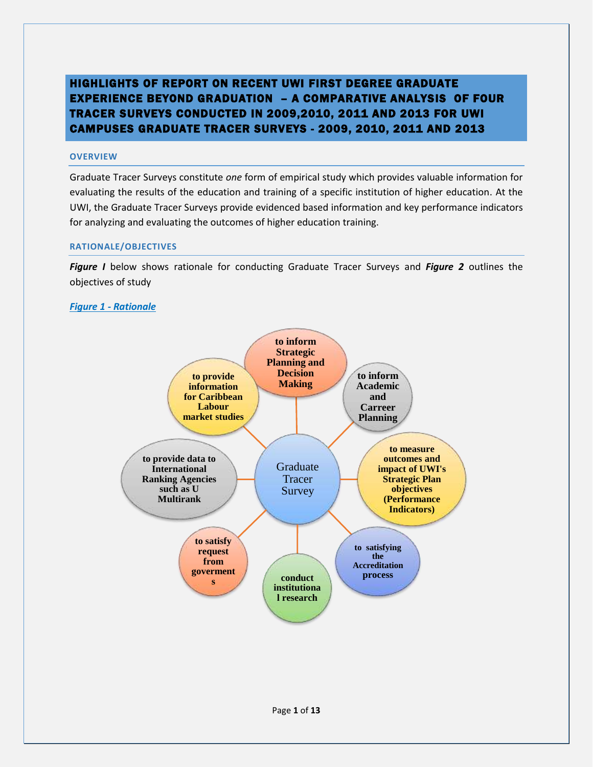# HIGHLIGHTS OF REPORT ON RECENT UWI FIRST DEGREE GRADUATE EXPERIENCE BEYOND GRADUATION – A COMPARATIVE ANALYSIS OF FOUR TRACER SURVEYS CONDUCTED IN 2009,2010, 2011 AND 2013 FOR UWI CAMPUSES GRADUATE TRACER SURVEYS - 2009, 2010, 2011 AND 2013

## OVERVIEW

Graduate Tracer Surveys constitute *one* form of empirical study which provides valuable information for evaluating the results of the education and training of a specific institution of higher education. At the UWI, the Graduate Tracer Surveys provide evidenced based information and key performance indicators for analyzing and evaluating the outcomes of higher education training.

## RATIONALE/OBJECTIVES

***Figure I*** below shows rationale for conducting Graduate Tracer Surveys and ***Figure 2*** outlines the objectives of study

***Figure 1 - Rationale***

Graduate Tracer Survey

- to inform Strategic Planning and Decision Making
- to inform Academic and Carreer Planning
- to measure outcomes and impact of UWI's Strategic Plan objectives (Performance Indicators)
- to satisfying the Accreditation process
- conduct institutional research
- to satisfy request from goverments
- to provide data to International Ranking Agencies such as U Multirank
- to provide information for Caribbean Labour market studies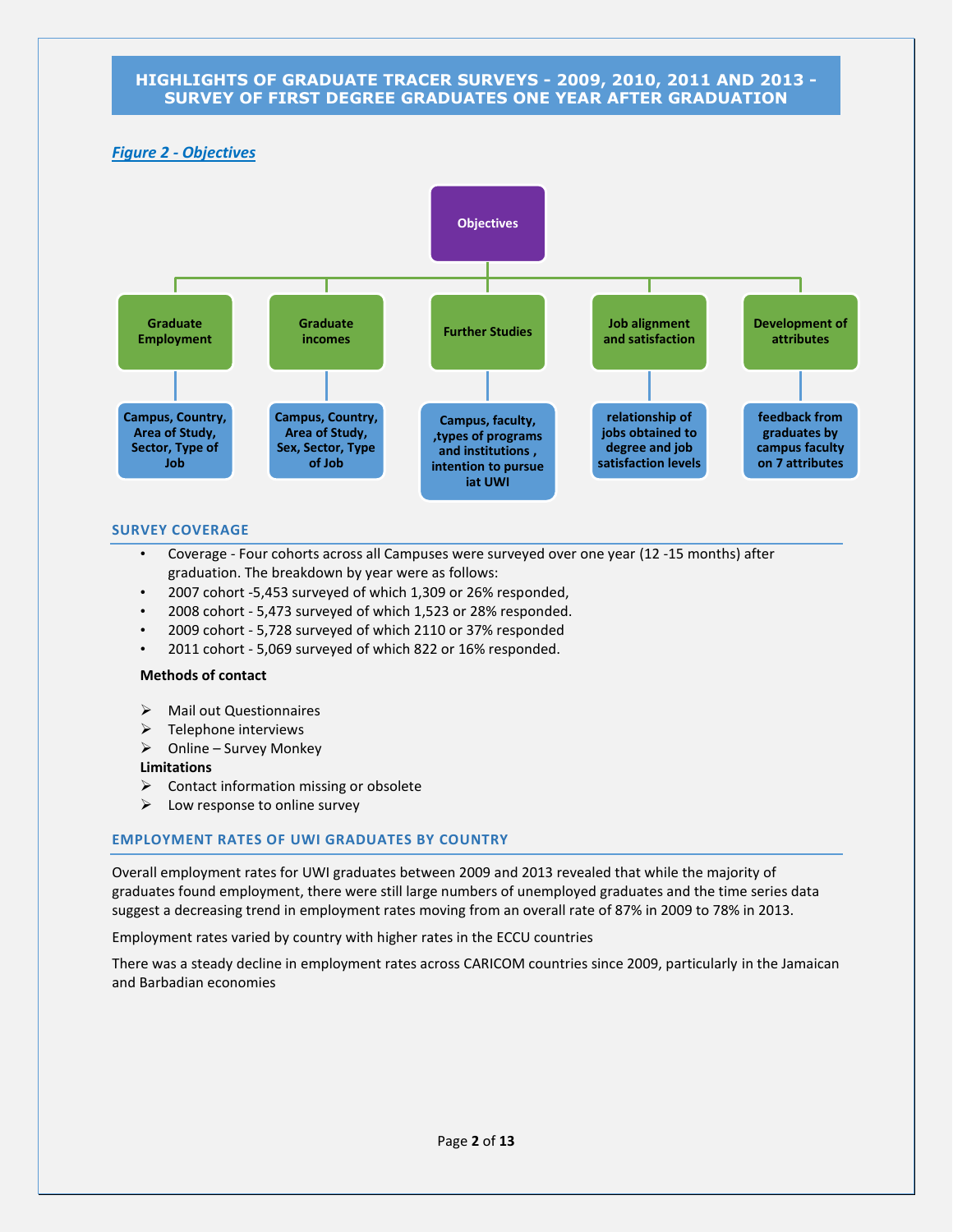# HIGHLIGHTS OF GRADUATE TRACER SURVEYS - 2009, 2010, 2011 AND 2013 - SURVEY OF FIRST DEGREE GRADUATES ONE YEAR AFTER GRADUATION

***Figure 2 - Objectives***

**Objectives**

- **Graduate Employment**
  - Campus, Country, Area of Study, Sector, Type of Job
- **Graduate incomes**
  - Campus, Country, Area of Study, Sex, Sector, Type of Job
- **Further Studies**
  - Campus, faculty, ,types of programs and institutions , intention to pursue iat UWI
- **Job alignment and satisfaction**
  - relationship of jobs obtained to degree and job satisfaction levels
- **Development of attributes**
  - feedback from graduates by campus faculty on 7 attributes

## SURVEY COVERAGE

- Coverage - Four cohorts across all Campuses were surveyed over one year (12 -15 months) after graduation. The breakdown by year were as follows:
- 2007 cohort -5,453 surveyed of which 1,309 or 26% responded,
- 2008 cohort - 5,473 surveyed of which 1,523 or 28% responded.
- 2009 cohort - 5,728 surveyed of which 2110 or 37% responded
- 2011 cohort - 5,069 surveyed of which 822 or 16% responded.

**Methods of contact**

- Mail out Questionnaires
- Telephone interviews
- Online – Survey Monkey

**Limitations**

- Contact information missing or obsolete
- Low response to online survey

## EMPLOYMENT RATES OF UWI GRADUATES BY COUNTRY

Overall employment rates for UWI graduates between 2009 and 2013 revealed that while the majority of graduates found employment, there were still large numbers of unemployed graduates and the time series data suggest a decreasing trend in employment rates moving from an overall rate of 87% in 2009 to 78% in 2013.

Employment rates varied by country with higher rates in the ECCU countries

There was a steady decline in employment rates across CARICOM countries since 2009, particularly in the Jamaican and Barbadian economies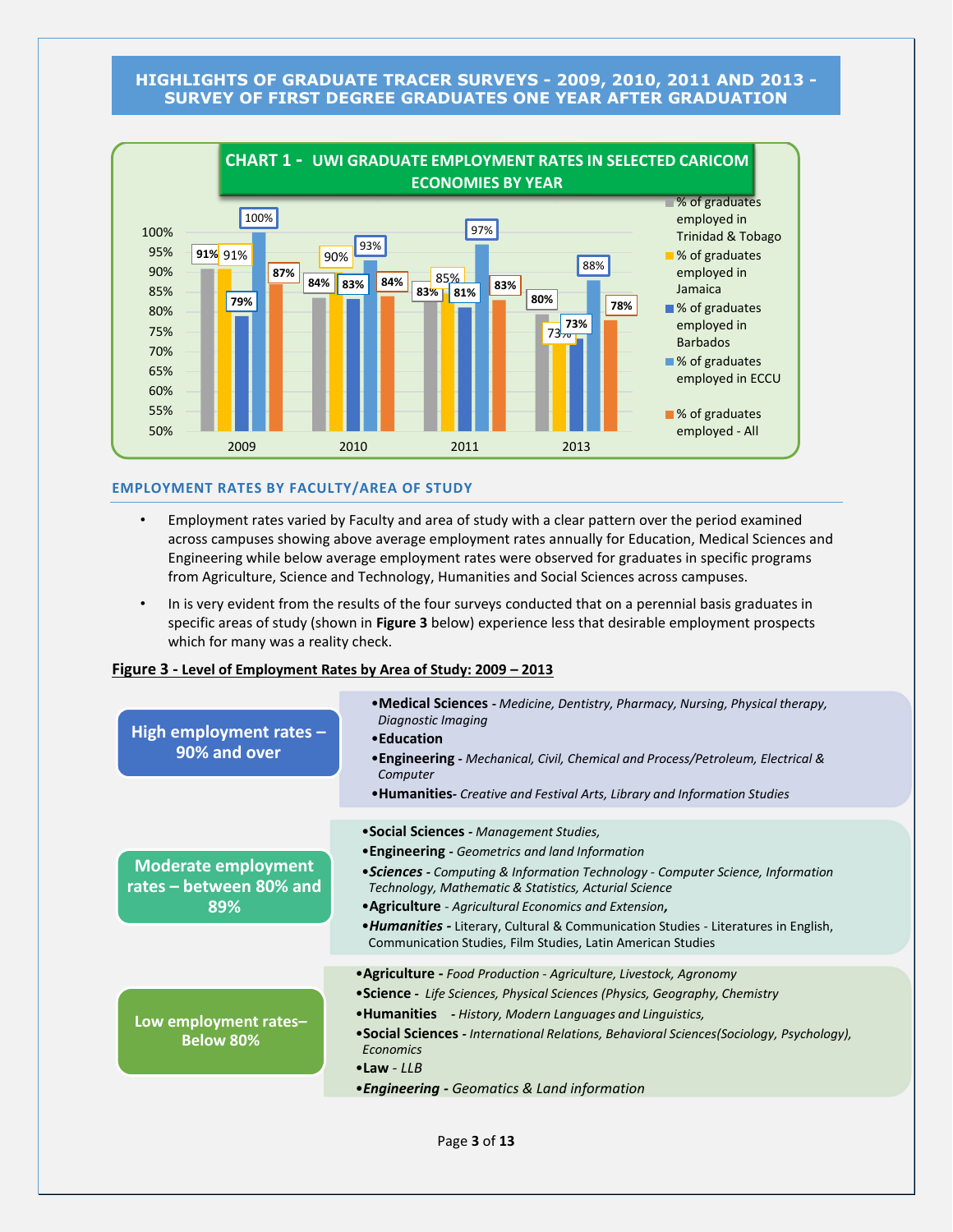## HIGHLIGHTS OF GRADUATE TRACER SURVEYS - 2009, 2010, 2011 AND 2013 - SURVEY OF FIRST DEGREE GRADUATES ONE YEAR AFTER GRADUATION

**CHART 1 - UWI GRADUATE EMPLOYMENT RATES IN SELECTED CARICOM ECONOMIES BY YEAR**

| Year | % of graduates employed in Trinidad & Tobago | % of graduates employed in Jamaica | % of graduates employed in Barbados | % of graduates employed in ECCU | % of graduates employed - All |
|---|---|---|---|---|---|
| 2009 | 91% | 91% | 79% | 100% | 87% |
| 2010 | 84% | 90% | 83% | 93% | 84% |
| 2011 | 83% | 85% | 81% | 97% | 83% |
| 2013 | 80% | 73% | 73% | 88% | 78% |

### EMPLOYMENT RATES BY FACULTY/AREA OF STUDY

- Employment rates varied by Faculty and area of study with a clear pattern over the period examined across campuses showing above average employment rates annually for Education, Medical Sciences and Engineering while below average employment rates were observed for graduates in specific programs from Agriculture, Science and Technology, Humanities and Social Sciences across campuses.
- In is very evident from the results of the four surveys conducted that on a perennial basis graduates in specific areas of study (shown in **Figure 3** below) experience less that desirable employment prospects which for many was a reality check.

**Figure 3 - Level of Employment Rates by Area of Study: 2009 – 2013**

**High employment rates – 90% and over**

- **Medical Sciences** - *Medicine, Dentistry, Pharmacy, Nursing, Physical therapy, Diagnostic Imaging*
- **Education**
- **Engineering** - *Mechanical, Civil, Chemical and Process/Petroleum, Electrical & Computer*
- **Humanities**- *Creative and Festival Arts, Library and Information Studies*

**Moderate employment rates – between 80% and 89%**

- **Social Sciences** - *Management Studies,*
- **Engineering** - *Geometrics and land Information*
- ***Sciences*** - *Computing & Information Technology - Computer Science, Information Technology, Mathematic & Statistics, Acturial Science*
- **Agriculture** - *Agricultural Economics and Extension,*
- ***Humanities*** - Literary, Cultural & Communication Studies - Literatures in English, Communication Studies, Film Studies, Latin American Studies

**Low employment rates– Below 80%**

- **Agriculture** - *Food Production - Agriculture, Livestock, Agronomy*
- **Science** - *Life Sciences, Physical Sciences (Physics, Geography, Chemistry*
- **Humanities** - *History, Modern Languages and Linguistics,*
- **Social Sciences** - *International Relations, Behavioral Sciences(Sociology, Psychology), Economics*
- **Law** - *LLB*
- ***Engineering*** - *Geomatics & Land information*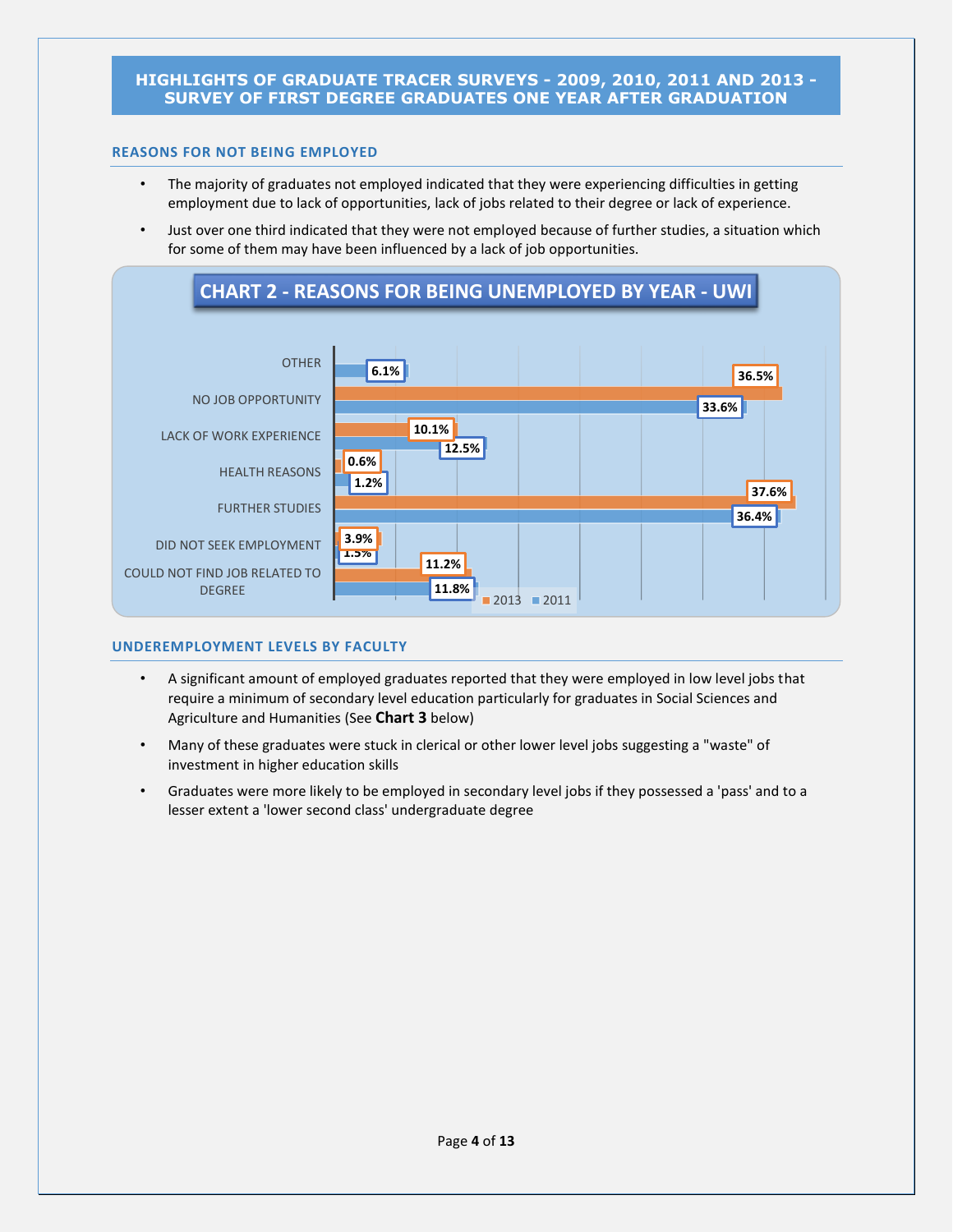# HIGHLIGHTS OF GRADUATE TRACER SURVEYS - 2009, 2010, 2011 AND 2013 - SURVEY OF FIRST DEGREE GRADUATES ONE YEAR AFTER GRADUATION

## REASONS FOR NOT BEING EMPLOYED

- The majority of graduates not employed indicated that they were experiencing difficulties in getting employment due to lack of opportunities, lack of jobs related to their degree or lack of experience.
- Just over one third indicated that they were not employed because of further studies, a situation which for some of them may have been influenced by a lack of job opportunities.

**CHART 2 - REASONS FOR BEING UNEMPLOYED BY YEAR - UWI**

| Reason | 2013 | 2011 |
|---|---|---|
| OTHER | | 6.1% |
| NO JOB OPPORTUNITY | 36.5% | 33.6% |
| LACK OF WORK EXPERIENCE | 10.1% | 12.5% |
| HEALTH REASONS | 0.6% | 1.2% |
| FURTHER STUDIES | 37.6% | 36.4% |
| DID NOT SEEK EMPLOYMENT | 3.9% | 1.5% |
| COULD NOT FIND JOB RELATED TO DEGREE | 11.2% | 11.8% |

## UNDEREMPLOYMENT LEVELS BY FACULTY

- A significant amount of employed graduates reported that they were employed in low level jobs that require a minimum of secondary level education particularly for graduates in Social Sciences and Agriculture and Humanities (See **Chart 3** below)
- Many of these graduates were stuck in clerical or other lower level jobs suggesting a "waste" of investment in higher education skills
- Graduates were more likely to be employed in secondary level jobs if they possessed a 'pass' and to a lesser extent a 'lower second class' undergraduate degree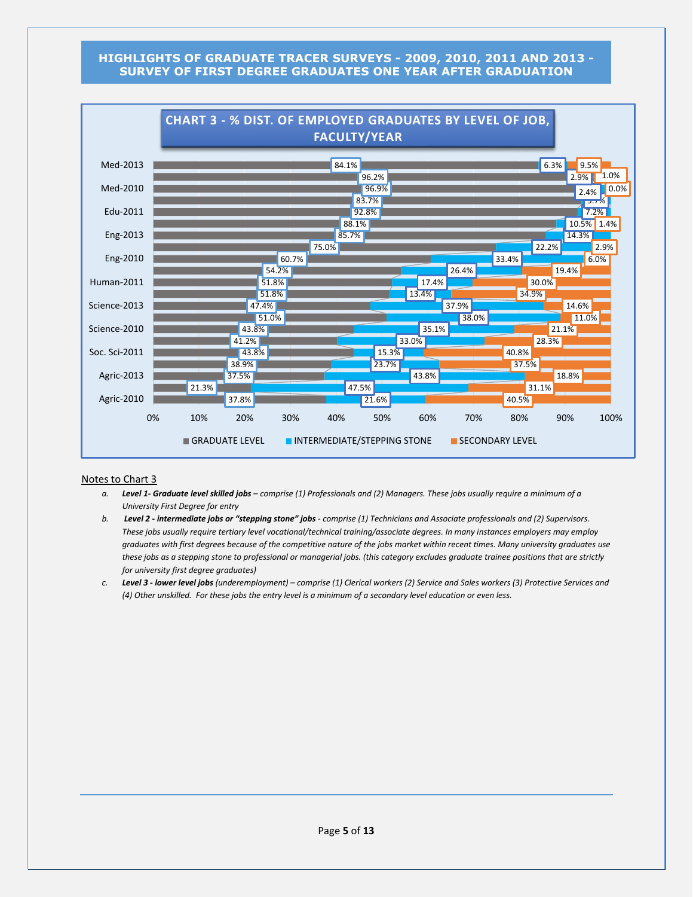# HIGHLIGHTS OF GRADUATE TRACER SURVEYS - 2009, 2010, 2011 AND 2013 - SURVEY OF FIRST DEGREE GRADUATES ONE YEAR AFTER GRADUATION

## CHART 3 - % DIST. OF EMPLOYED GRADUATES BY LEVEL OF JOB, FACULTY/YEAR

| Faculty/Year | GRADUATE LEVEL | INTERMEDIATE/STEPPING STONE | SECONDARY LEVEL |
|---|---|---|---|
| Med-2013 | 84.1% | 6.3% | 9.5% |
| | 96.2% | 2.9% | 1.0% |
| Med-2010 | 96.9% | 2.4% | 0.0% |
| | 83.7% | 3.7% | |
| Edu-2011 | 92.8% | 7.2% | |
| | 88.1% | 10.5% | 1.4% |
| Eng-2013 | 85.7% | 14.3% | |
| | 75.0% | 22.2% | 2.9% |
| Eng-2010 | 60.7% | 33.4% | 6.0% |
| | 54.2% | 26.4% | 19.4% |
| Human-2011 | 51.8% | 17.4% | 30.0% |
| | 51.8% | 13.4% | 34.9% |
| Science-2013 | 47.4% | 37.9% | 14.6% |
| | 51.0% | 38.0% | 11.0% |
| Science-2010 | 43.8% | 35.1% | 21.1% |
| | 41.2% | 33.0% | 28.3% |
| Soc. Sci-2011 | 43.8% | 15.3% | 40.8% |
| | 38.9% | 23.7% | 37.5% |
| Agric-2013 | 37.5% | 43.8% | 18.8% |
| | 21.3% | 47.5% | 31.1% |
| Agric-2010 | 37.8% | 21.6% | 40.5% |

0% 10% 20% 30% 40% 50% 60% 70% 80% 90% 100%

■ GRADUATE LEVEL ■ INTERMEDIATE/STEPPING STONE ■ SECONDARY LEVEL

Notes to Chart 3

a. ***Level 1- Graduate level skilled jobs** – comprise (1) Professionals and (2) Managers. These jobs usually require a minimum of a University First Degree for entry*

b. ***Level 2 - intermediate jobs or "stepping stone" jobs** - comprise (1) Technicians and Associate professionals and (2) Supervisors. These jobs usually require tertiary level vocational/technical training/associate degrees. In many instances employers may employ graduates with first degrees because of the competitive nature of the jobs market within recent times. Many university graduates use these jobs as a stepping stone to professional or managerial jobs. (this category excludes graduate trainee positions that are strictly for university first degree graduates)*

c. ***Level 3 - lower level jobs** (underemployment) – comprise (1) Clerical workers (2) Service and Sales workers (3) Protective Services and (4) Other unskilled. For these jobs the entry level is a minimum of a secondary level education or even less.*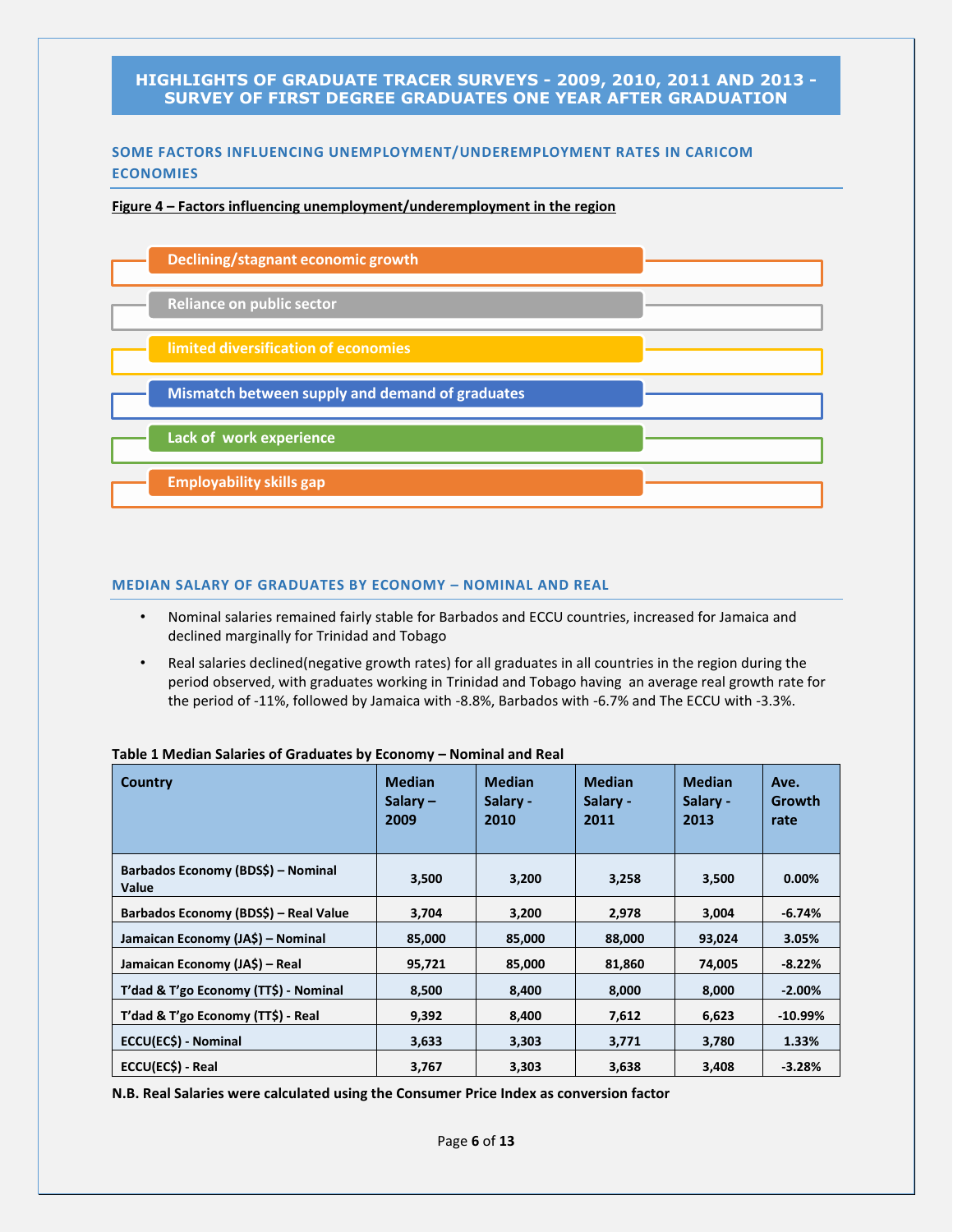# HIGHLIGHTS OF GRADUATE TRACER SURVEYS - 2009, 2010, 2011 AND 2013 - SURVEY OF FIRST DEGREE GRADUATES ONE YEAR AFTER GRADUATION

## SOME FACTORS INFLUENCING UNEMPLOYMENT/UNDEREMPLOYMENT RATES IN CARICOM ECONOMIES

**Figure 4 – Factors influencing unemployment/underemployment in the region**

- Declining/stagnant economic growth
- Reliance on public sector
- limited diversification of economies
- Mismatch between supply and demand of graduates
- Lack of work experience
- Employability skills gap

## MEDIAN SALARY OF GRADUATES BY ECONOMY – NOMINAL AND REAL

- Nominal salaries remained fairly stable for Barbados and ECCU countries, increased for Jamaica and declined marginally for Trinidad and Tobago
- Real salaries declined(negative growth rates) for all graduates in all countries in the region during the period observed, with graduates working in Trinidad and Tobago having an average real growth rate for the period of -11%, followed by Jamaica with -8.8%, Barbados with -6.7% and The ECCU with -3.3%.

**Table 1 Median Salaries of Graduates by Economy – Nominal and Real**

| Country | Median Salary – 2009 | Median Salary - 2010 | Median Salary - 2011 | Median Salary - 2013 | Ave. Growth rate |
|---|---|---|---|---|---|
| Barbados Economy (BDS$) – Nominal Value | 3,500 | 3,200 | 3,258 | 3,500 | 0.00% |
| Barbados Economy (BDS$) – Real Value | 3,704 | 3,200 | 2,978 | 3,004 | -6.74% |
| Jamaican Economy (JA$) – Nominal | 85,000 | 85,000 | 88,000 | 93,024 | 3.05% |
| Jamaican Economy (JA$) – Real | 95,721 | 85,000 | 81,860 | 74,005 | -8.22% |
| T'dad & T'go Economy (TT$) - Nominal | 8,500 | 8,400 | 8,000 | 8,000 | -2.00% |
| T'dad & T'go Economy (TT$) - Real | 9,392 | 8,400 | 7,612 | 6,623 | -10.99% |
| ECCU(EC$) - Nominal | 3,633 | 3,303 | 3,771 | 3,780 | 1.33% |
| ECCU(EC$) - Real | 3,767 | 3,303 | 3,638 | 3,408 | -3.28% |

**N.B. Real Salaries were calculated using the Consumer Price Index as conversion factor**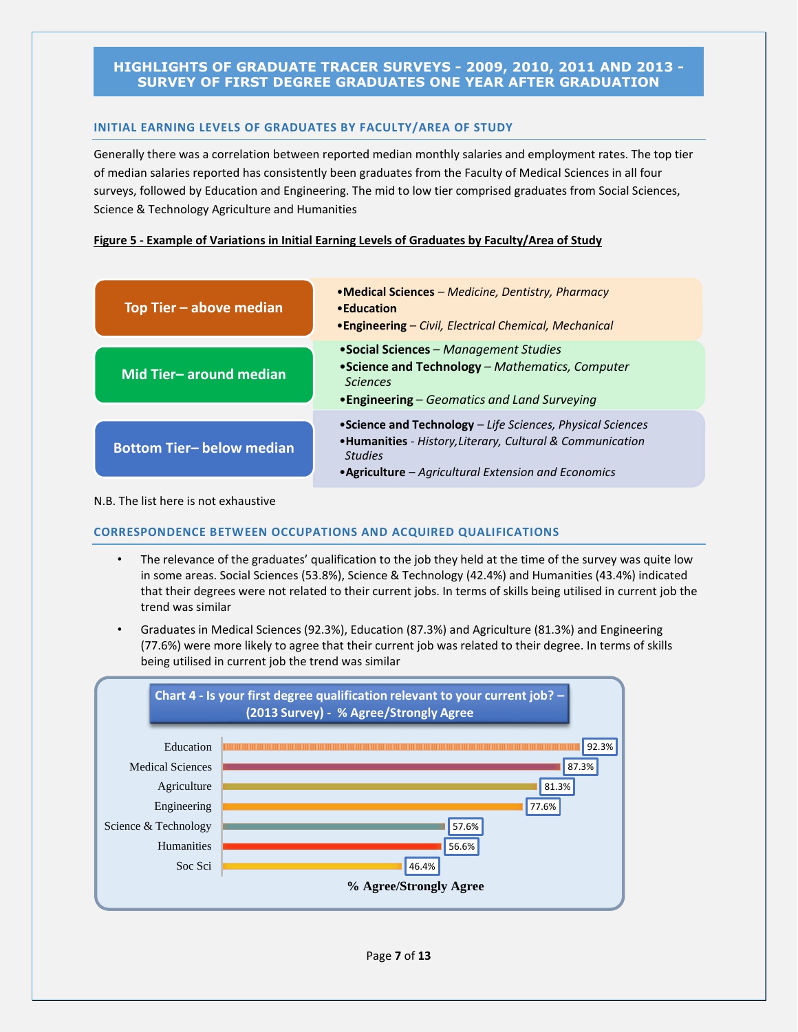# HIGHLIGHTS OF GRADUATE TRACER SURVEYS - 2009, 2010, 2011 AND 2013 - SURVEY OF FIRST DEGREE GRADUATES ONE YEAR AFTER GRADUATION

## INITIAL EARNING LEVELS OF GRADUATES BY FACULTY/AREA OF STUDY

Generally there was a correlation between reported median monthly salaries and employment rates. The top tier of median salaries reported has consistently been graduates from the Faculty of Medical Sciences in all four surveys, followed by Education and Engineering. The mid to low tier comprised graduates from Social Sciences, Science & Technology Agriculture and Humanities

**Figure 5 - Example of Variations in Initial Earning Levels of Graduates by Faculty/Area of Study**

| Tier | Faculty/Area of Study |
|---|---|
| **Top Tier – above median** | •**Medical Sciences** – *Medicine, Dentistry, Pharmacy*<br>•**Education**<br>•**Engineering** – *Civil, Electrical Chemical, Mechanical* |
| **Mid Tier– around median** | •**Social Sciences** – *Management Studies*<br>•**Science and Technology** – *Mathematics, Computer Sciences*<br>•**Engineering** – *Geomatics and Land Surveying* |
| **Bottom Tier– below median** | •**Science and Technology** – *Life Sciences, Physical Sciences*<br>•**Humanities** - *History,Literary, Cultural & Communication Studies*<br>•**Agriculture** – *Agricultural Extension and Economics* |

N.B. The list here is not exhaustive

## CORRESPONDENCE BETWEEN OCCUPATIONS AND ACQUIRED QUALIFICATIONS

- The relevance of the graduates' qualification to the job they held at the time of the survey was quite low in some areas. Social Sciences (53.8%), Science & Technology (42.4%) and Humanities (43.4%) indicated that their degrees were not related to their current jobs. In terms of skills being utilised in current job the trend was similar
- Graduates in Medical Sciences (92.3%), Education (87.3%) and Agriculture (81.3%) and Engineering (77.6%) were more likely to agree that their current job was related to their degree. In terms of skills being utilised in current job the trend was similar

**Chart 4 - Is your first degree qualification relevant to your current job? – (2013 Survey) - % Agree/Strongly Agree**

| Faculty | % Agree/Strongly Agree |
|---|---|
| Education | 92.3% |
| Medical Sciences | 87.3% |
| Agriculture | 81.3% |
| Engineering | 77.6% |
| Science & Technology | 57.6% |
| Humanities | 56.6% |
| Soc Sci | 46.4% |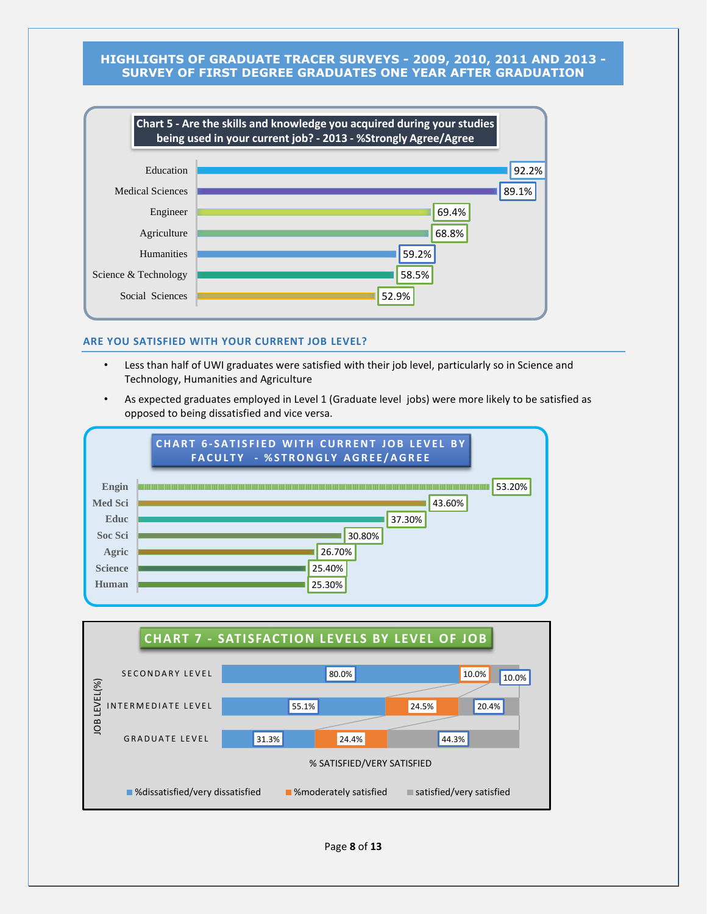# HIGHLIGHTS OF GRADUATE TRACER SURVEYS - 2009, 2010, 2011 AND 2013 - SURVEY OF FIRST DEGREE GRADUATES ONE YEAR AFTER GRADUATION

**Chart 5 - Are the skills and knowledge you acquired during your studies being used in your current job? - 2013 - %Strongly Agree/Agree**

| Faculty | % |
|---|---|
| Education | 92.2% |
| Medical Sciences | 89.1% |
| Engineer | 69.4% |
| Agriculture | 68.8% |
| Humanities | 59.2% |
| Science & Technology | 58.5% |
| Social Sciences | 52.9% |

## ARE YOU SATISFIED WITH YOUR CURRENT JOB LEVEL?

- Less than half of UWI graduates were satisfied with their job level, particularly so in Science and Technology, Humanities and Agriculture
- As expected graduates employed in Level 1 (Graduate level jobs) were more likely to be satisfied as opposed to being dissatisfied and vice versa.

**CHART 6-SATISFIED WITH CURRENT JOB LEVEL BY FACULTY - %STRONGLY AGREE/AGREE**

| Faculty | % |
|---|---|
| Engin | 53.20% |
| Med Sci | 43.60% |
| Educ | 37.30% |
| Soc Sci | 30.80% |
| Agric | 26.70% |
| Science | 25.40% |
| Human | 25.30% |

**CHART 7 - SATISFACTION LEVELS BY LEVEL OF JOB**

| JOB LEVEL(%) | %dissatisfied/very dissatisfied | %moderately satisfied | satisfied/very satisfied |
|---|---|---|---|
| SECONDARY LEVEL | 80.0% | 10.0% | 10.0% |
| INTERMEDIATE LEVEL | 55.1% | 24.5% | 20.4% |
| GRADUATE LEVEL | 31.3% | 24.4% | 44.3% |

% SATISFIED/VERY SATISFIED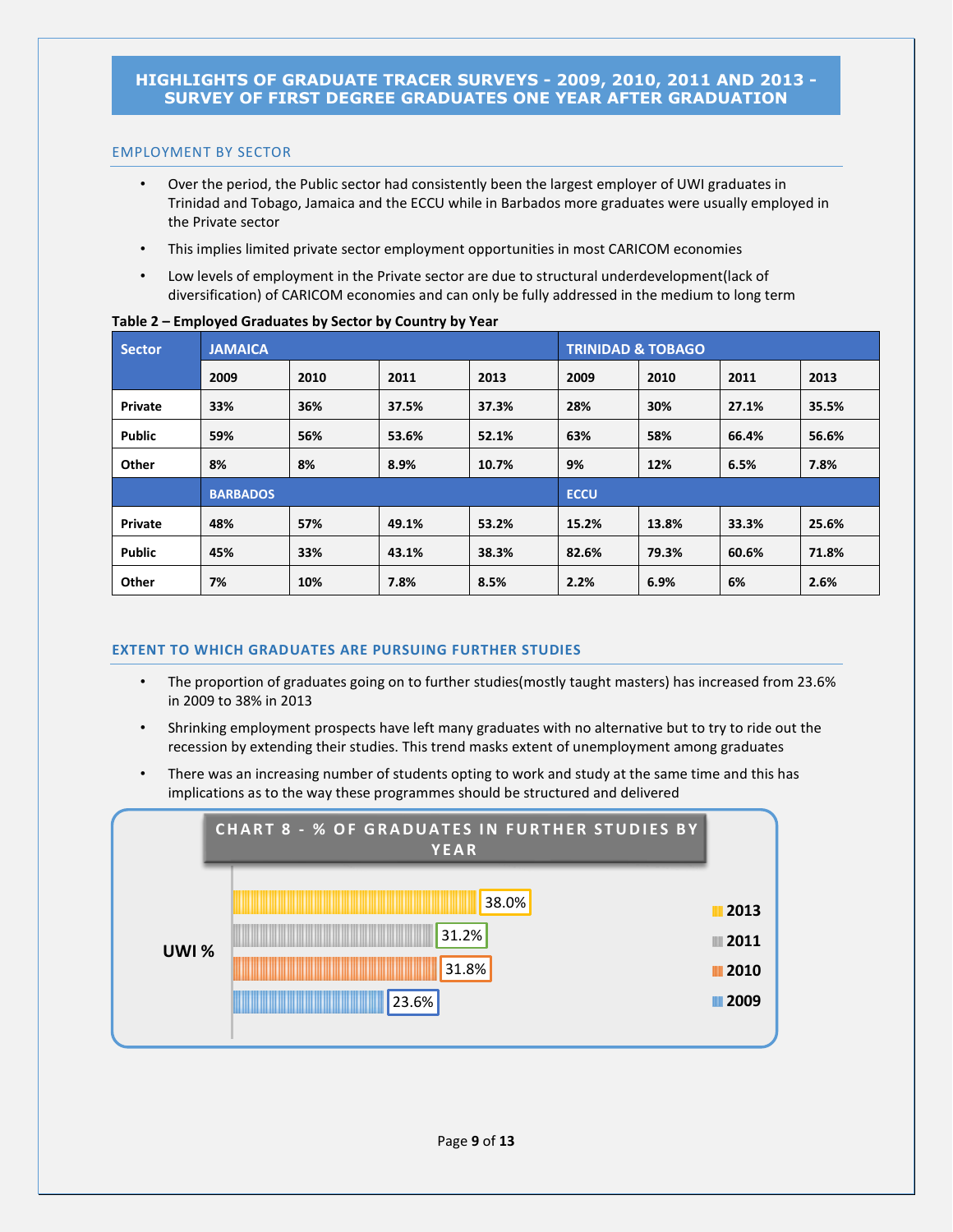## HIGHLIGHTS OF GRADUATE TRACER SURVEYS - 2009, 2010, 2011 AND 2013 - SURVEY OF FIRST DEGREE GRADUATES ONE YEAR AFTER GRADUATION

### EMPLOYMENT BY SECTOR

- Over the period, the Public sector had consistently been the largest employer of UWI graduates in Trinidad and Tobago, Jamaica and the ECCU while in Barbados more graduates were usually employed in the Private sector
- This implies limited private sector employment opportunities in most CARICOM economies
- Low levels of employment in the Private sector are due to structural underdevelopment(lack of diversification) of CARICOM economies and can only be fully addressed in the medium to long term

**Table 2 – Employed Graduates by Sector by Country by Year**

| Sector | JAMAICA | | | | TRINIDAD & TOBAGO | | | |
|---|---|---|---|---|---|---|---|---|
| | 2009 | 2010 | 2011 | 2013 | 2009 | 2010 | 2011 | 2013 |
| Private | 33% | 36% | 37.5% | 37.3% | 28% | 30% | 27.1% | 35.5% |
| Public | 59% | 56% | 53.6% | 52.1% | 63% | 58% | 66.4% | 56.6% |
| Other | 8% | 8% | 8.9% | 10.7% | 9% | 12% | 6.5% | 7.8% |
| | BARBADOS | | | | ECCU | | | |
| Private | 48% | 57% | 49.1% | 53.2% | 15.2% | 13.8% | 33.3% | 25.6% |
| Public | 45% | 33% | 43.1% | 38.3% | 82.6% | 79.3% | 60.6% | 71.8% |
| Other | 7% | 10% | 7.8% | 8.5% | 2.2% | 6.9% | 6% | 2.6% |

### EXTENT TO WHICH GRADUATES ARE PURSUING FURTHER STUDIES

- The proportion of graduates going on to further studies(mostly taught masters) has increased from 23.6% in 2009 to 38% in 2013
- Shrinking employment prospects have left many graduates with no alternative but to try to ride out the recession by extending their studies. This trend masks extent of unemployment among graduates
- There was an increasing number of students opting to work and study at the same time and this has implications as to the way these programmes should be structured and delivered

**CHART 8 - % OF GRADUATES IN FURTHER STUDIES BY YEAR**

| UWI % | |
|---|---|
| 2013 | 38.0% |
| 2011 | 31.2% |
| 2010 | 31.8% |
| 2009 | 23.6% |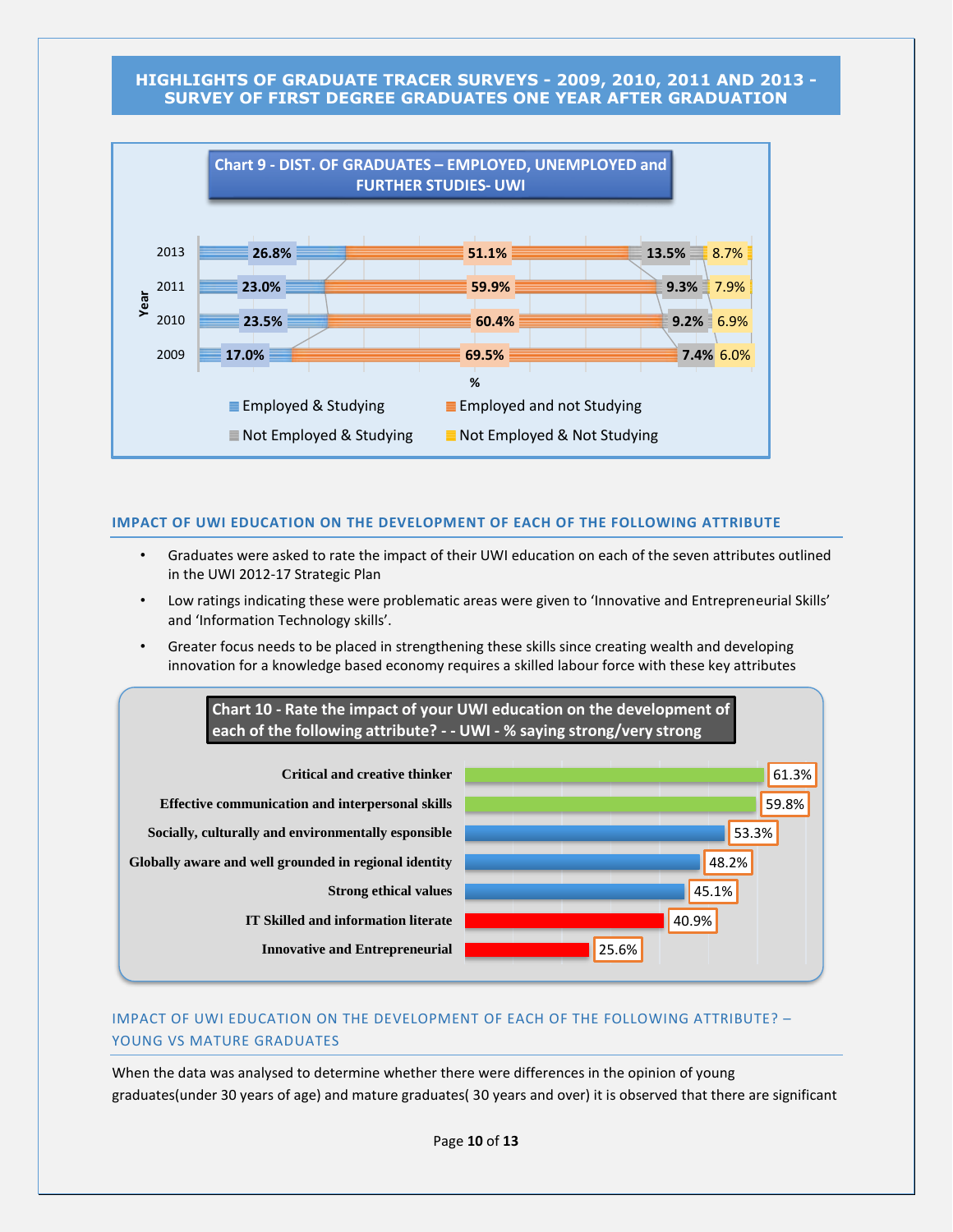# HIGHLIGHTS OF GRADUATE TRACER SURVEYS - 2009, 2010, 2011 AND 2013 - SURVEY OF FIRST DEGREE GRADUATES ONE YEAR AFTER GRADUATION

**Chart 9 - DIST. OF GRADUATES – EMPLOYED, UNEMPLOYED and FURTHER STUDIES- UWI**

| Year | Employed & Studying | Employed and not Studying | Not Employed & Studying | Not Employed & Not Studying |
|---|---|---|---|---|
| 2013 | 26.8% | 51.1% | 13.5% | 8.7% |
| 2011 | 23.0% | 59.9% | 9.3% | 7.9% |
| 2010 | 23.5% | 60.4% | 9.2% | 6.9% |
| 2009 | 17.0% | 69.5% | 7.4% | 6.0% |

## IMPACT OF UWI EDUCATION ON THE DEVELOPMENT OF EACH OF THE FOLLOWING ATTRIBUTE

- Graduates were asked to rate the impact of their UWI education on each of the seven attributes outlined in the UWI 2012-17 Strategic Plan
- Low ratings indicating these were problematic areas were given to 'Innovative and Entrepreneurial Skills' and 'Information Technology skills'.
- Greater focus needs to be placed in strengthening these skills since creating wealth and developing innovation for a knowledge based economy requires a skilled labour force with these key attributes

**Chart 10 - Rate the impact of your UWI education on the development of each of the following attribute? - - UWI - % saying strong/very strong**

| Attribute | % |
|---|---|
| Critical and creative thinker | 61.3% |
| Effective communication and interpersonal skills | 59.8% |
| Socially, culturally and environmentally esponsible | 53.3% |
| Globally aware and well grounded in regional identity | 48.2% |
| Strong ethical values | 45.1% |
| IT Skilled and information literate | 40.9% |
| Innovative and Entrepreneurial | 25.6% |

## IMPACT OF UWI EDUCATION ON THE DEVELOPMENT OF EACH OF THE FOLLOWING ATTRIBUTE? – YOUNG VS MATURE GRADUATES

When the data was analysed to determine whether there were differences in the opinion of young graduates(under 30 years of age) and mature graduates( 30 years and over) it is observed that there are significant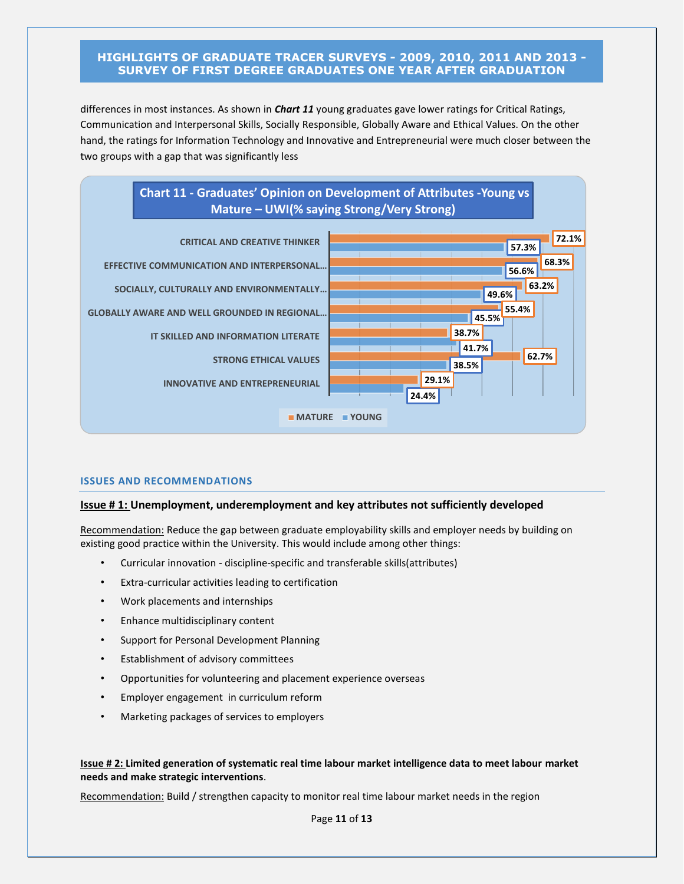differences in most instances. As shown in ***Chart 11*** young graduates gave lower ratings for Critical Ratings, Communication and Interpersonal Skills, Socially Responsible, Globally Aware and Ethical Values. On the other hand, the ratings for Information Technology and Innovative and Entrepreneurial were much closer between the two groups with a gap that was significantly less

**Chart 11 - Graduates' Opinion on Development of Attributes -Young vs Mature – UWI(% saying Strong/Very Strong)**

| Attribute | MATURE | YOUNG |
|---|---|---|
| CRITICAL AND CREATIVE THINKER | 72.1% | 57.3% |
| EFFECTIVE COMMUNICATION AND INTERPERSONAL... | 68.3% | 56.6% |
| SOCIALLY, CULTURALLY AND ENVIRONMENTALLY... | 63.2% | 49.6% |
| GLOBALLY AWARE AND WELL GROUNDED IN REGIONAL... | 55.4% | 45.5% |
| IT SKILLED AND INFORMATION LITERATE | 38.7% | 41.7% |
| STRONG ETHICAL VALUES | 62.7% | 38.5% |
| INNOVATIVE AND ENTREPRENEURIAL | 29.1% | 24.4% |

## ISSUES AND RECOMMENDATIONS

**Issue # 1: Unemployment, underemployment and key attributes not sufficiently developed**

Recommendation: Reduce the gap between graduate employability skills and employer needs by building on existing good practice within the University. This would include among other things:

- Curricular innovation - discipline-specific and transferable skills(attributes)
- Extra-curricular activities leading to certification
- Work placements and internships
- Enhance multidisciplinary content
- Support for Personal Development Planning
- Establishment of advisory committees
- Opportunities for volunteering and placement experience overseas
- Employer engagement in curriculum reform
- Marketing packages of services to employers

**Issue # 2: Limited generation of systematic real time labour market intelligence data to meet labour market needs and make strategic interventions**.

Recommendation: Build / strengthen capacity to monitor real time labour market needs in the region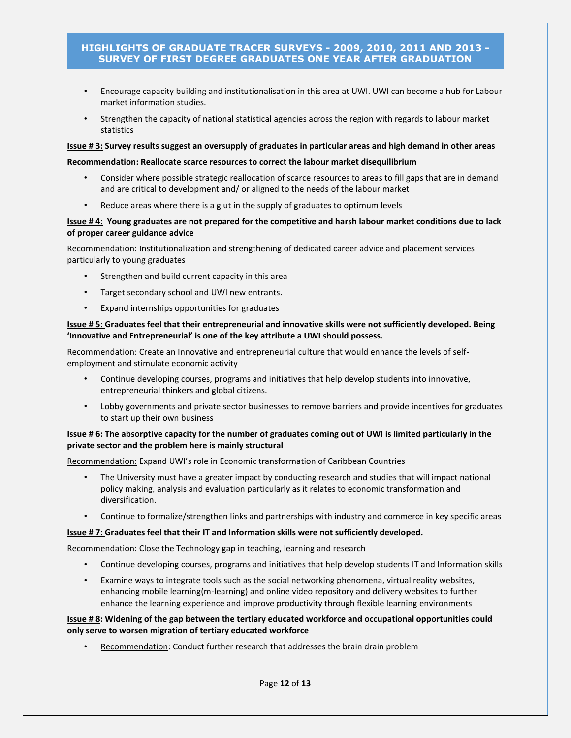- Encourage capacity building and institutionalisation in this area at UWI. UWI can become a hub for Labour market information studies.
- Strengthen the capacity of national statistical agencies across the region with regards to labour market statistics

**Issue # 3: Survey results suggest an oversupply of graduates in particular areas and high demand in other areas**

**Recommendation: Reallocate scarce resources to correct the labour market disequilibrium**

- Consider where possible strategic reallocation of scarce resources to areas to fill gaps that are in demand and are critical to development and/ or aligned to the needs of the labour market
- Reduce areas where there is a glut in the supply of graduates to optimum levels

**Issue # 4: Young graduates are not prepared for the competitive and harsh labour market conditions due to lack of proper career guidance advice**

Recommendation: Institutionalization and strengthening of dedicated career advice and placement services particularly to young graduates

- Strengthen and build current capacity in this area
- Target secondary school and UWI new entrants.
- Expand internships opportunities for graduates

**Issue # 5: Graduates feel that their entrepreneurial and innovative skills were not sufficiently developed. Being 'Innovative and Entrepreneurial' is one of the key attribute a UWI should possess.**

Recommendation: Create an Innovative and entrepreneurial culture that would enhance the levels of self-employment and stimulate economic activity

- Continue developing courses, programs and initiatives that help develop students into innovative, entrepreneurial thinkers and global citizens.
- Lobby governments and private sector businesses to remove barriers and provide incentives for graduates to start up their own business

**Issue # 6: The absorptive capacity for the number of graduates coming out of UWI is limited particularly in the private sector and the problem here is mainly structural**

Recommendation: Expand UWI's role in Economic transformation of Caribbean Countries

- The University must have a greater impact by conducting research and studies that will impact national policy making, analysis and evaluation particularly as it relates to economic transformation and diversification.
- Continue to formalize/strengthen links and partnerships with industry and commerce in key specific areas

**Issue # 7: Graduates feel that their IT and Information skills were not sufficiently developed.**

Recommendation: Close the Technology gap in teaching, learning and research

- Continue developing courses, programs and initiatives that help develop students IT and Information skills
- Examine ways to integrate tools such as the social networking phenomena, virtual reality websites, enhancing mobile learning(m-learning) and online video repository and delivery websites to further enhance the learning experience and improve productivity through flexible learning environments

**Issue # 8: Widening of the gap between the tertiary educated workforce and occupational opportunities could only serve to worsen migration of tertiary educated workforce**

- Recommendation: Conduct further research that addresses the brain drain problem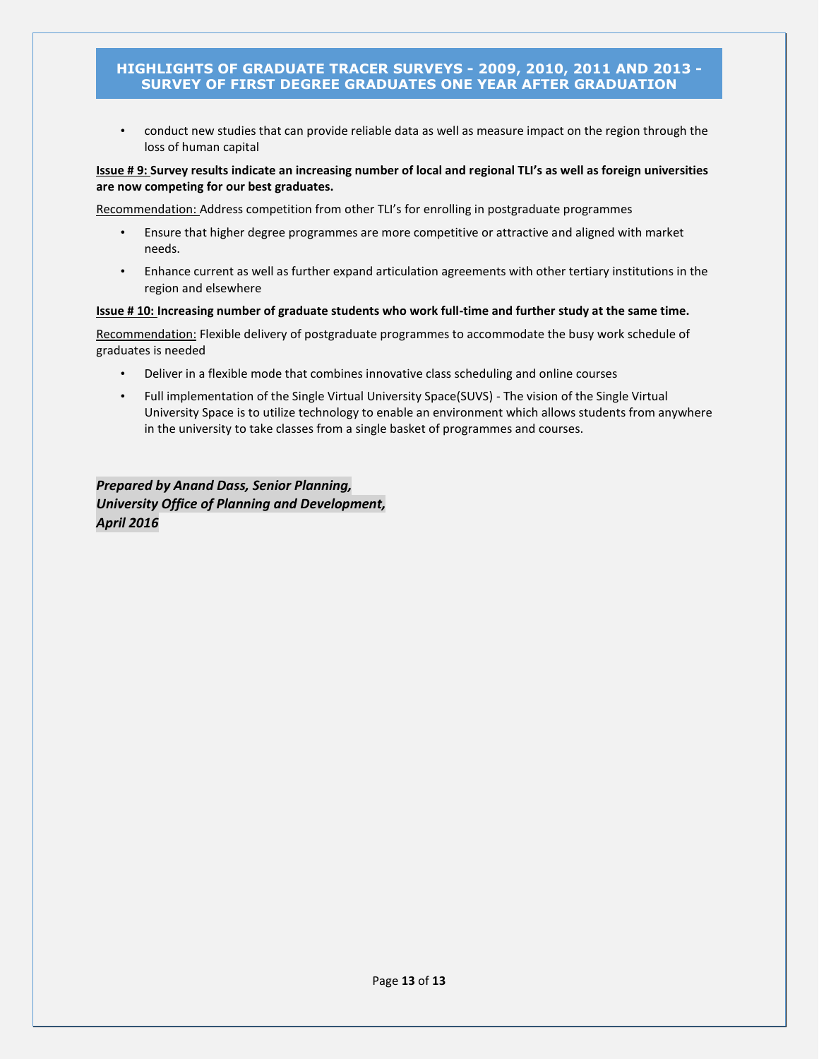- conduct new studies that can provide reliable data as well as measure impact on the region through the loss of human capital

**Issue # 9: Survey results indicate an increasing number of local and regional TLI's as well as foreign universities are now competing for our best graduates.**

Recommendation: Address competition from other TLI's for enrolling in postgraduate programmes

- Ensure that higher degree programmes are more competitive or attractive and aligned with market needs.
- Enhance current as well as further expand articulation agreements with other tertiary institutions in the region and elsewhere

**Issue # 10: Increasing number of graduate students who work full-time and further study at the same time.**

Recommendation: Flexible delivery of postgraduate programmes to accommodate the busy work schedule of graduates is needed

- Deliver in a flexible mode that combines innovative class scheduling and online courses
- Full implementation of the Single Virtual University Space(SUVS) - The vision of the Single Virtual University Space is to utilize technology to enable an environment which allows students from anywhere in the university to take classes from a single basket of programmes and courses.

***Prepared by Anand Dass, Senior Planning,***
***University Office of Planning and Development,***
***April 2016***